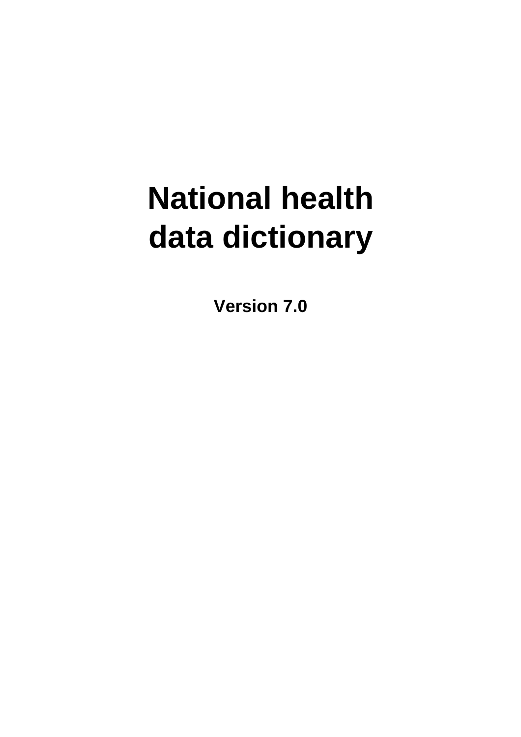# National health data dictionary

**Version 7.0**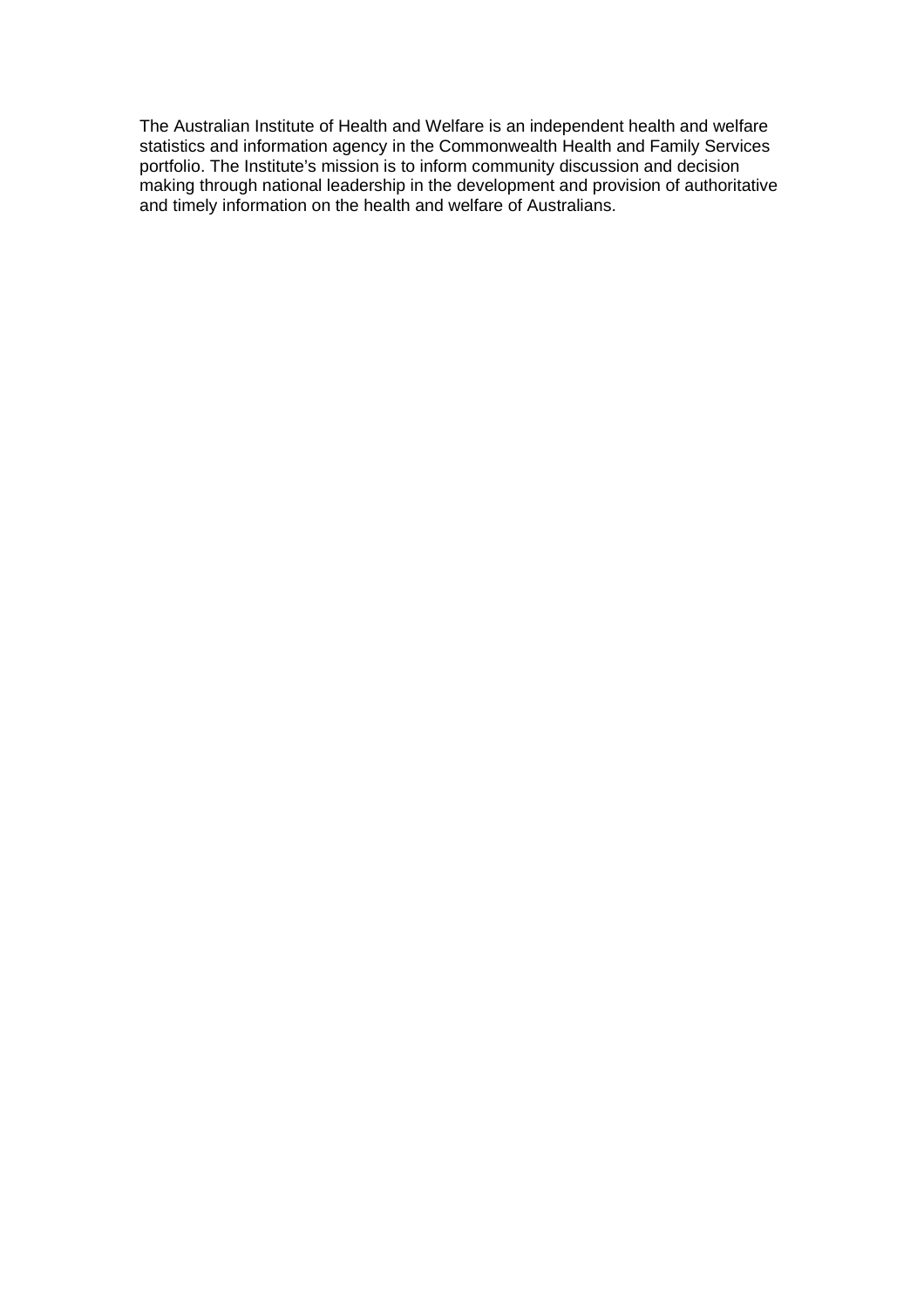The Australian Institute of Health and Welfare is an independent health and welfare statistics and information agency in the Commonwealth Health and Family Services portfolio. The Institute's mission is to inform community discussion and decision making through national leadership in the development and provision of authoritative and timely information on the health and welfare of Australians.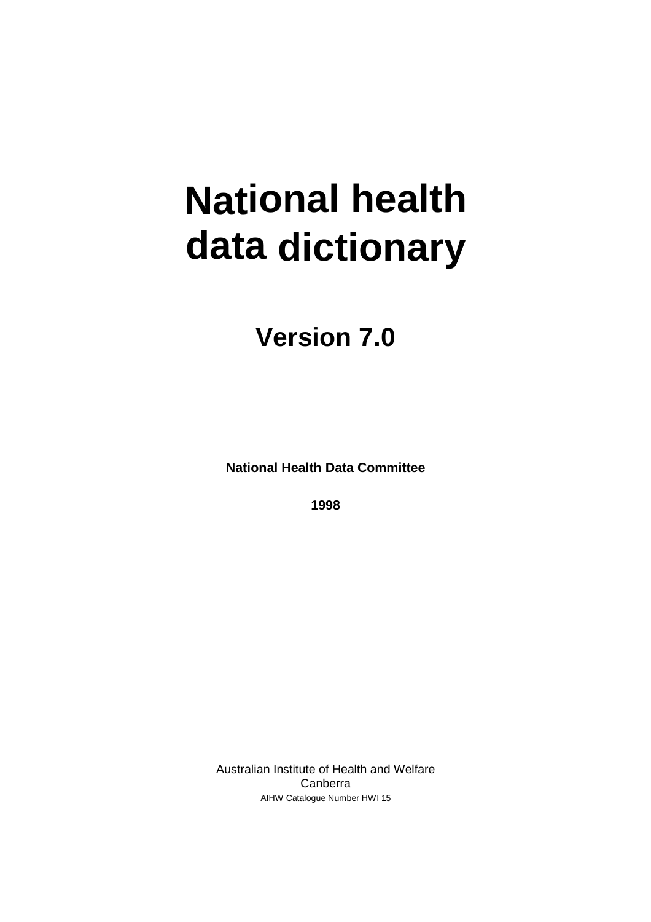# National health data dictionary

## Version 7.0

**National Health Data Committee**

**1998**

Australian Institute of Health and Welfare
Canberra
AIHW Catalogue Number HWI 15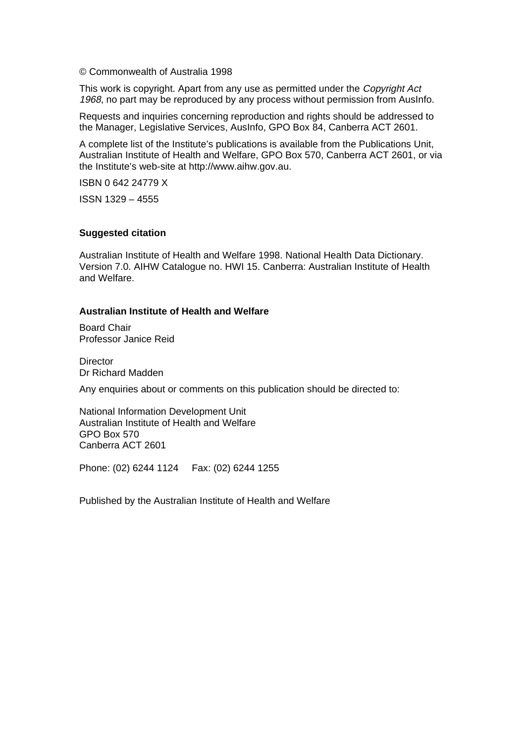© Commonwealth of Australia 1998

This work is copyright. Apart from any use as permitted under the *Copyright Act 1968*, no part may be reproduced by any process without permission from AusInfo.

Requests and inquiries concerning reproduction and rights should be addressed to the Manager, Legislative Services, AusInfo, GPO Box 84, Canberra ACT 2601.

A complete list of the Institute's publications is available from the Publications Unit, Australian Institute of Health and Welfare, GPO Box 570, Canberra ACT 2601, or via the Institute's web-site at http://www.aihw.gov.au.

ISBN 0 642 24779 X

ISSN 1329 – 4555

**Suggested citation**

Australian Institute of Health and Welfare 1998. National Health Data Dictionary. Version 7.0. AIHW Catalogue no. HWI 15. Canberra: Australian Institute of Health and Welfare.

**Australian Institute of Health and Welfare**

Board Chair
Professor Janice Reid

Director
Dr Richard Madden

Any enquiries about or comments on this publication should be directed to:

National Information Development Unit
Australian Institute of Health and Welfare
GPO Box 570
Canberra ACT 2601

Phone: (02) 6244 1124 Fax: (02) 6244 1255

Published by the Australian Institute of Health and Welfare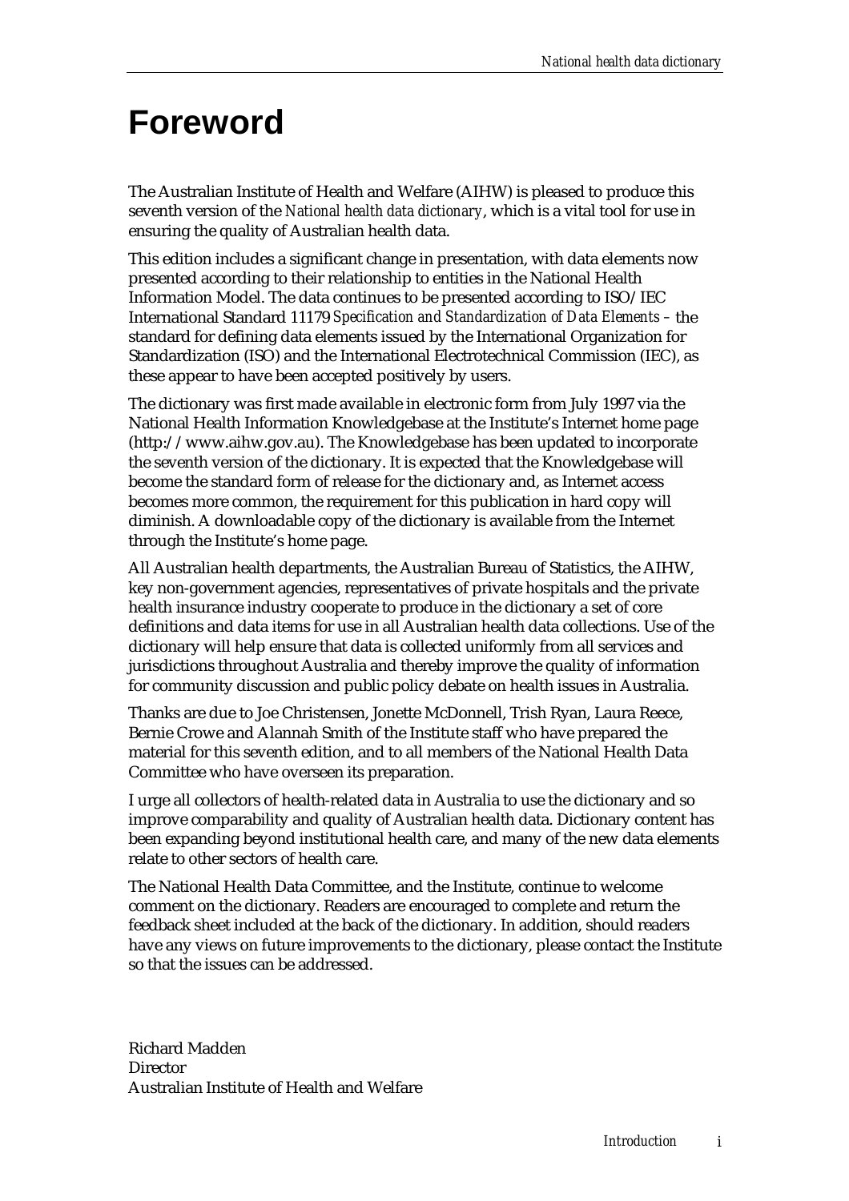# Foreword

The Australian Institute of Health and Welfare (AIHW) is pleased to produce this seventh version of the *National health data dictionary*, which is a vital tool for use in ensuring the quality of Australian health data.

This edition includes a significant change in presentation, with data elements now presented according to their relationship to entities in the National Health Information Model. The data continues to be presented according to ISO/IEC International Standard 11179 *Specification and Standardization of Data Elements –* the standard for defining data elements issued by the International Organization for Standardization (ISO) and the International Electrotechnical Commission (IEC), as these appear to have been accepted positively by users.

The dictionary was first made available in electronic form from July 1997 via the National Health Information Knowledgebase at the Institute's Internet home page (http://www.aihw.gov.au). The Knowledgebase has been updated to incorporate the seventh version of the dictionary. It is expected that the Knowledgebase will become the standard form of release for the dictionary and, as Internet access becomes more common, the requirement for this publication in hard copy will diminish. A downloadable copy of the dictionary is available from the Internet through the Institute's home page.

All Australian health departments, the Australian Bureau of Statistics, the AIHW, key non-government agencies, representatives of private hospitals and the private health insurance industry cooperate to produce in the dictionary a set of core definitions and data items for use in all Australian health data collections. Use of the dictionary will help ensure that data is collected uniformly from all services and jurisdictions throughout Australia and thereby improve the quality of information for community discussion and public policy debate on health issues in Australia.

Thanks are due to Joe Christensen, Jonette McDonnell, Trish Ryan, Laura Reece, Bernie Crowe and Alannah Smith of the Institute staff who have prepared the material for this seventh edition, and to all members of the National Health Data Committee who have overseen its preparation.

I urge all collectors of health-related data in Australia to use the dictionary and so improve comparability and quality of Australian health data. Dictionary content has been expanding beyond institutional health care, and many of the new data elements relate to other sectors of health care.

The National Health Data Committee, and the Institute, continue to welcome comment on the dictionary. Readers are encouraged to complete and return the feedback sheet included at the back of the dictionary. In addition, should readers have any views on future improvements to the dictionary, please contact the Institute so that the issues can be addressed.

Richard Madden
Director
Australian Institute of Health and Welfare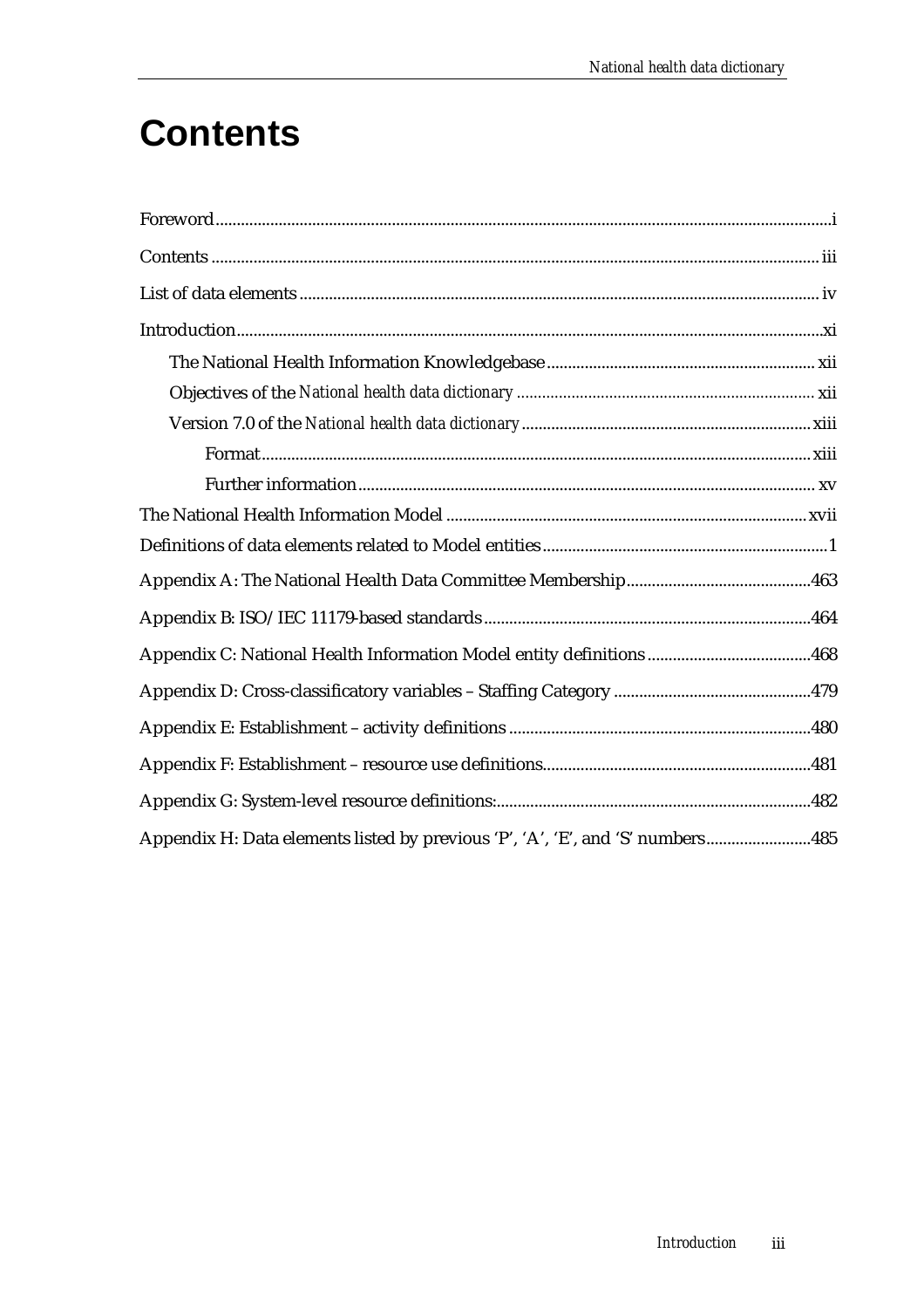# Contents

Foreword.......i

Contents.......iii

List of data elements.......iv

Introduction.......xi

- The National Health Information Knowledgebase.......xii
- Objectives of the *National health data dictionary*.......xii
- Version 7.0 of the *National health data dictionary*.......xiii
  - Format.......xiii
  - Further information.......xv

The National Health Information Model.......xvii

Definitions of data elements related to Model entities.......1

Appendix A: The National Health Data Committee Membership.......463

Appendix B: ISO/IEC 11179-based standards.......464

Appendix C: National Health Information Model entity definitions.......468

Appendix D: Cross-classificatory variables – Staffing Category.......479

Appendix E: Establishment – activity definitions.......480

Appendix F: Establishment – resource use definitions.......481

Appendix G: System-level resource definitions:.......482

Appendix H: Data elements listed by previous 'P', 'A', 'E', and 'S' numbers.......485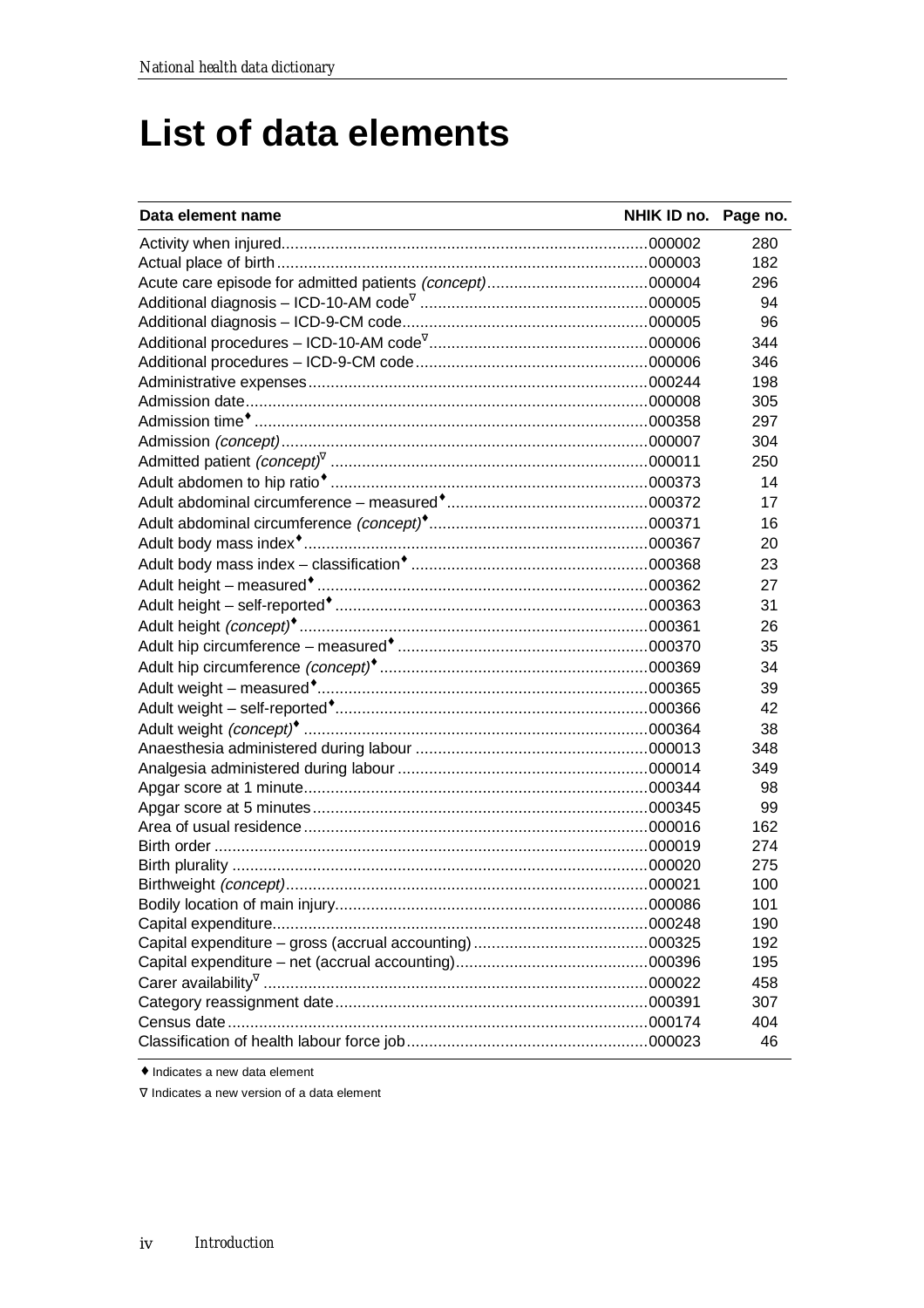# List of data elements

| Data element name | NHIK ID no. | Page no. |
|---|---|---|
| Activity when injured | 000002 | 280 |
| Actual place of birth | 000003 | 182 |
| Acute care episode for admitted patients *(concept)* | 000004 | 296 |
| Additional diagnosis – ICD-10-AM code∇ | 000005 | 94 |
| Additional diagnosis – ICD-9-CM code | 000005 | 96 |
| Additional procedures – ICD-10-AM code∇ | 000006 | 344 |
| Additional procedures – ICD-9-CM code | 000006 | 346 |
| Administrative expenses | 000244 | 198 |
| Admission date | 000008 | 305 |
| Admission time♦ | 000358 | 297 |
| Admission *(concept)* | 000007 | 304 |
| Admitted patient *(concept)*∇ | 000011 | 250 |
| Adult abdomen to hip ratio♦ | 000373 | 14 |
| Adult abdominal circumference – measured♦ | 000372 | 17 |
| Adult abdominal circumference *(concept)*♦ | 000371 | 16 |
| Adult body mass index♦ | 000367 | 20 |
| Adult body mass index – classification♦ | 000368 | 23 |
| Adult height – measured♦ | 000362 | 27 |
| Adult height – self-reported♦ | 000363 | 31 |
| Adult height *(concept)*♦ | 000361 | 26 |
| Adult hip circumference – measured♦ | 000370 | 35 |
| Adult hip circumference *(concept)*♦ | 000369 | 34 |
| Adult weight – measured♦ | 000365 | 39 |
| Adult weight – self-reported♦ | 000366 | 42 |
| Adult weight *(concept)*♦ | 000364 | 38 |
| Anaesthesia administered during labour | 000013 | 348 |
| Analgesia administered during labour | 000014 | 349 |
| Apgar score at 1 minute | 000344 | 98 |
| Apgar score at 5 minutes | 000345 | 99 |
| Area of usual residence | 000016 | 162 |
| Birth order | 000019 | 274 |
| Birth plurality | 000020 | 275 |
| Birthweight *(concept)* | 000021 | 100 |
| Bodily location of main injury | 000086 | 101 |
| Capital expenditure | 000248 | 190 |
| Capital expenditure – gross (accrual accounting) | 000325 | 192 |
| Capital expenditure – net (accrual accounting) | 000396 | 195 |
| Carer availability∇ | 000022 | 458 |
| Category reassignment date | 000391 | 307 |
| Census date | 000174 | 404 |
| Classification of health labour force job | 000023 | 46 |

♦ Indicates a new data element

∇ Indicates a new version of a data element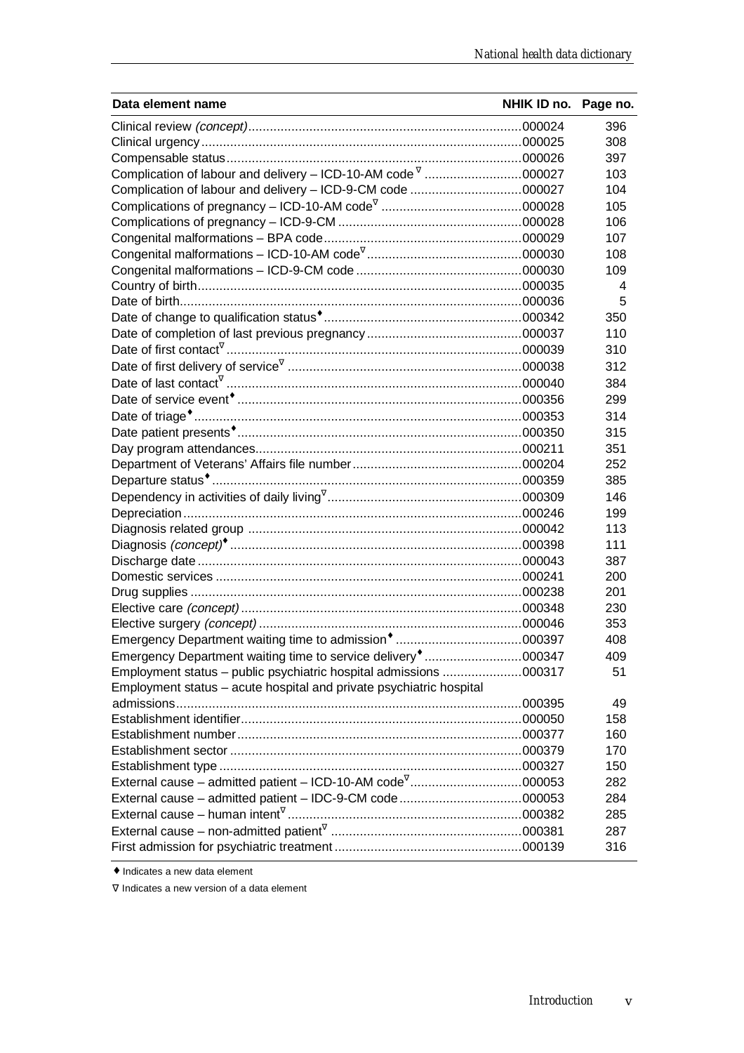| Data element name | NHIK ID no. | Page no. |
|---|---|---|
| Clinical review *(concept)* | 000024 | 396 |
| Clinical urgency | 000025 | 308 |
| Compensable status | 000026 | 397 |
| Complication of labour and delivery – ICD-10-AM code ∇ | 000027 | 103 |
| Complication of labour and delivery – ICD-9-CM code | 000027 | 104 |
| Complications of pregnancy – ICD-10-AM code∇ | 000028 | 105 |
| Complications of pregnancy – ICD-9-CM | 000028 | 106 |
| Congenital malformations – BPA code | 000029 | 107 |
| Congenital malformations – ICD-10-AM code∇ | 000030 | 108 |
| Congenital malformations – ICD-9-CM code | 000030 | 109 |
| Country of birth | 000035 | 4 |
| Date of birth | 000036 | 5 |
| Date of change to qualification status♦ | 000342 | 350 |
| Date of completion of last previous pregnancy | 000037 | 110 |
| Date of first contact∇ | 000039 | 310 |
| Date of first delivery of service∇ | 000038 | 312 |
| Date of last contact∇ | 000040 | 384 |
| Date of service event♦ | 000356 | 299 |
| Date of triage♦ | 000353 | 314 |
| Date patient presents♦ | 000350 | 315 |
| Day program attendances | 000211 | 351 |
| Department of Veterans' Affairs file number | 000204 | 252 |
| Departure status♦ | 000359 | 385 |
| Dependency in activities of daily living∇ | 000309 | 146 |
| Depreciation | 000246 | 199 |
| Diagnosis related group | 000042 | 113 |
| Diagnosis *(concept)*♦ | 000398 | 111 |
| Discharge date | 000043 | 387 |
| Domestic services | 000241 | 200 |
| Drug supplies | 000238 | 201 |
| Elective care *(concept)* | 000348 | 230 |
| Elective surgery *(concept)* | 000046 | 353 |
| Emergency Department waiting time to admission♦ | 000397 | 408 |
| Emergency Department waiting time to service delivery♦ | 000347 | 409 |
| Employment status – public psychiatric hospital admissions | 000317 | 51 |
| Employment status – acute hospital and private psychiatric hospital admissions | 000395 | 49 |
| Establishment identifier | 000050 | 158 |
| Establishment number | 000377 | 160 |
| Establishment sector | 000379 | 170 |
| Establishment type | 000327 | 150 |
| External cause – admitted patient – ICD-10-AM code∇ | 000053 | 282 |
| External cause – admitted patient – IDC-9-CM code | 000053 | 284 |
| External cause – human intent∇ | 000382 | 285 |
| External cause – non-admitted patient∇ | 000381 | 287 |
| First admission for psychiatric treatment | 000139 | 316 |

♦ Indicates a new data element

∇ Indicates a new version of a data element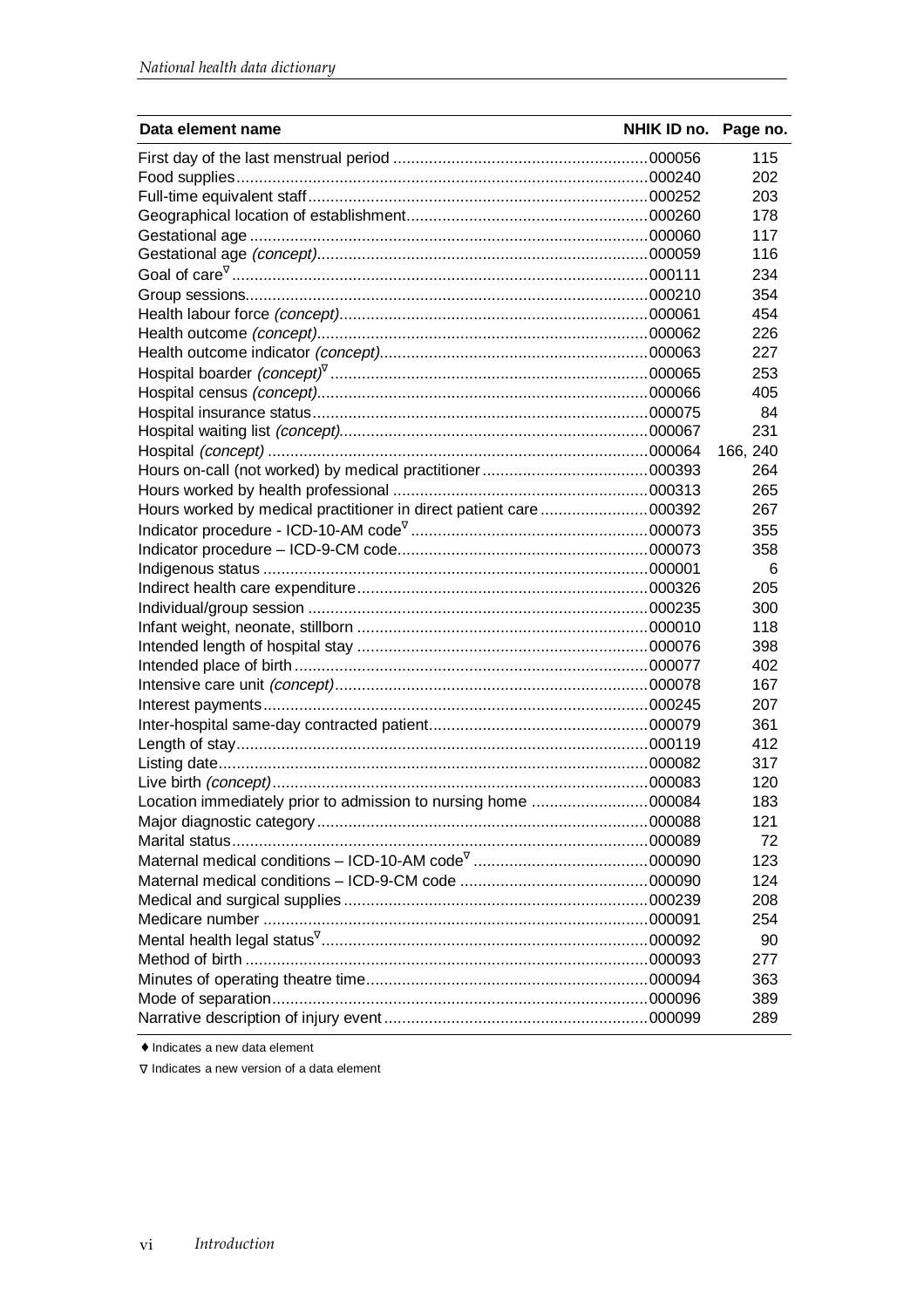| Data element name | NHIK ID no. | Page no. |
|---|---|---|
| First day of the last menstrual period | 000056 | 115 |
| Food supplies | 000240 | 202 |
| Full-time equivalent staff | 000252 | 203 |
| Geographical location of establishment | 000260 | 178 |
| Gestational age | 000060 | 117 |
| Gestational age *(concept)* | 000059 | 116 |
| Goal of care∇ | 000111 | 234 |
| Group sessions | 000210 | 354 |
| Health labour force *(concept)* | 000061 | 454 |
| Health outcome *(concept)* | 000062 | 226 |
| Health outcome indicator *(concept)* | 000063 | 227 |
| Hospital boarder *(concept)*∇ | 000065 | 253 |
| Hospital census *(concept)* | 000066 | 405 |
| Hospital insurance status | 000075 | 84 |
| Hospital waiting list *(concept)* | 000067 | 231 |
| Hospital *(concept)* | 000064 | 166, 240 |
| Hours on-call (not worked) by medical practitioner | 000393 | 264 |
| Hours worked by health professional | 000313 | 265 |
| Hours worked by medical practitioner in direct patient care | 000392 | 267 |
| Indicator procedure - ICD-10-AM code∇ | 000073 | 355 |
| Indicator procedure – ICD-9-CM code | 000073 | 358 |
| Indigenous status | 000001 | 6 |
| Indirect health care expenditure | 000326 | 205 |
| Individual/group session | 000235 | 300 |
| Infant weight, neonate, stillborn | 000010 | 118 |
| Intended length of hospital stay | 000076 | 398 |
| Intended place of birth | 000077 | 402 |
| Intensive care unit *(concept)* | 000078 | 167 |
| Interest payments | 000245 | 207 |
| Inter-hospital same-day contracted patient | 000079 | 361 |
| Length of stay | 000119 | 412 |
| Listing date | 000082 | 317 |
| Live birth *(concept)* | 000083 | 120 |
| Location immediately prior to admission to nursing home | 000084 | 183 |
| Major diagnostic category | 000088 | 121 |
| Marital status | 000089 | 72 |
| Maternal medical conditions – ICD-10-AM code∇ | 000090 | 123 |
| Maternal medical conditions – ICD-9-CM code | 000090 | 124 |
| Medical and surgical supplies | 000239 | 208 |
| Medicare number | 000091 | 254 |
| Mental health legal status∇ | 000092 | 90 |
| Method of birth | 000093 | 277 |
| Minutes of operating theatre time | 000094 | 363 |
| Mode of separation | 000096 | 389 |
| Narrative description of injury event | 000099 | 289 |

♦ Indicates a new data element

∇ Indicates a new version of a data element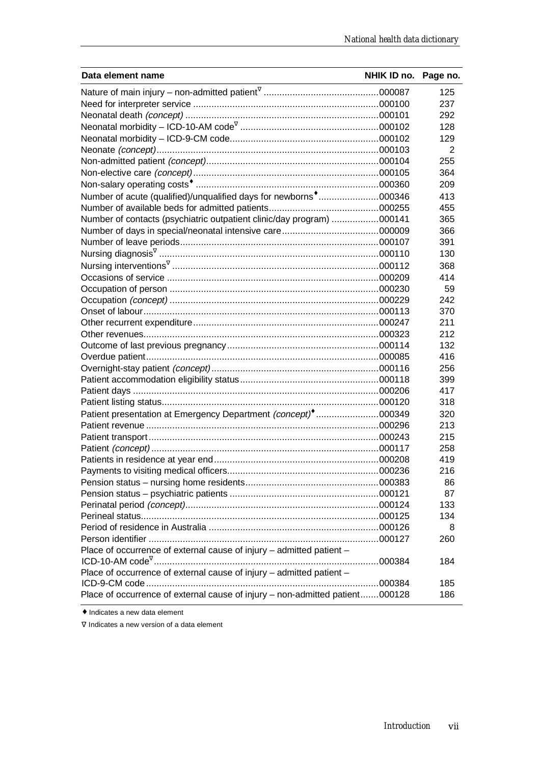| Data element name | NHIK ID no. | Page no. |
|---|---|---|
| Nature of main injury – non-admitted patient∇ | 000087 | 125 |
| Need for interpreter service | 000100 | 237 |
| Neonatal death *(concept)* | 000101 | 292 |
| Neonatal morbidity – ICD-10-AM code∇ | 000102 | 128 |
| Neonatal morbidity – ICD-9-CM code | 000102 | 129 |
| Neonate *(concept)* | 000103 | 2 |
| Non-admitted patient *(concept)* | 000104 | 255 |
| Non-elective care *(concept)* | 000105 | 364 |
| Non-salary operating costs♦ | 000360 | 209 |
| Number of acute (qualified)/unqualified days for newborns♦ | 000346 | 413 |
| Number of available beds for admitted patients | 000255 | 455 |
| Number of contacts (psychiatric outpatient clinic/day program) | 000141 | 365 |
| Number of days in special/neonatal intensive care | 000009 | 366 |
| Number of leave periods | 000107 | 391 |
| Nursing diagnosis∇ | 000110 | 130 |
| Nursing interventions∇ | 000112 | 368 |
| Occasions of service | 000209 | 414 |
| Occupation of person | 000230 | 59 |
| Occupation *(concept)* | 000229 | 242 |
| Onset of labour | 000113 | 370 |
| Other recurrent expenditure | 000247 | 211 |
| Other revenues | 000323 | 212 |
| Outcome of last previous pregnancy | 000114 | 132 |
| Overdue patient | 000085 | 416 |
| Overnight-stay patient *(concept)* | 000116 | 256 |
| Patient accommodation eligibility status | 000118 | 399 |
| Patient days | 000206 | 417 |
| Patient listing status | 000120 | 318 |
| Patient presentation at Emergency Department *(concept)*♦ | 000349 | 320 |
| Patient revenue | 000296 | 213 |
| Patient transport | 000243 | 215 |
| Patient *(concept)* | 000117 | 258 |
| Patients in residence at year end | 000208 | 419 |
| Payments to visiting medical officers | 000236 | 216 |
| Pension status – nursing home residents | 000383 | 86 |
| Pension status – psychiatric patients | 000121 | 87 |
| Perinatal period *(concept)* | 000124 | 133 |
| Perineal status | 000125 | 134 |
| Period of residence in Australia | 000126 | 8 |
| Person identifier | 000127 | 260 |
| Place of occurrence of external cause of injury – admitted patient – ICD-10-AM code∇ | 000384 | 184 |
| Place of occurrence of external cause of injury – admitted patient – ICD-9-CM code | 000384 | 185 |
| Place of occurrence of external cause of injury – non-admitted patient | 000128 | 186 |

♦ Indicates a new data element

∇ Indicates a new version of a data element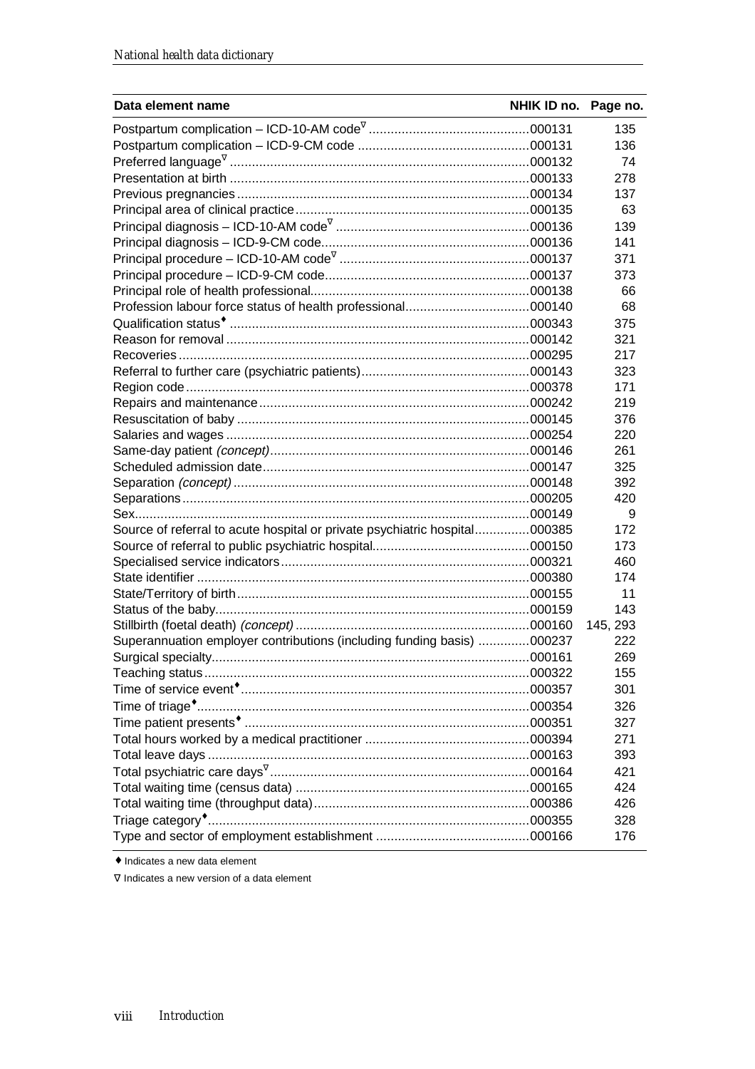| Data element name | NHIK ID no. | Page no. |
|---|---|---|
| Postpartum complication – ICD-10-AM code∇ | 000131 | 135 |
| Postpartum complication – ICD-9-CM code | 000131 | 136 |
| Preferred language∇ | 000132 | 74 |
| Presentation at birth | 000133 | 278 |
| Previous pregnancies | 000134 | 137 |
| Principal area of clinical practice | 000135 | 63 |
| Principal diagnosis – ICD-10-AM code∇ | 000136 | 139 |
| Principal diagnosis – ICD-9-CM code | 000136 | 141 |
| Principal procedure – ICD-10-AM code∇ | 000137 | 371 |
| Principal procedure – ICD-9-CM code | 000137 | 373 |
| Principal role of health professional | 000138 | 66 |
| Profession labour force status of health professional | 000140 | 68 |
| Qualification status♦ | 000343 | 375 |
| Reason for removal | 000142 | 321 |
| Recoveries | 000295 | 217 |
| Referral to further care (psychiatric patients) | 000143 | 323 |
| Region code | 000378 | 171 |
| Repairs and maintenance | 000242 | 219 |
| Resuscitation of baby | 000145 | 376 |
| Salaries and wages | 000254 | 220 |
| Same-day patient *(concept)* | 000146 | 261 |
| Scheduled admission date | 000147 | 325 |
| Separation *(concept)* | 000148 | 392 |
| Separations | 000205 | 420 |
| Sex | 000149 | 9 |
| Source of referral to acute hospital or private psychiatric hospital | 000385 | 172 |
| Source of referral to public psychiatric hospital | 000150 | 173 |
| Specialised service indicators | 000321 | 460 |
| State identifier | 000380 | 174 |
| State/Territory of birth | 000155 | 11 |
| Status of the baby | 000159 | 143 |
| Stillbirth (foetal death) *(concept)* | 000160 | 145, 293 |
| Superannuation employer contributions (including funding basis) | 000237 | 222 |
| Surgical specialty | 000161 | 269 |
| Teaching status | 000322 | 155 |
| Time of service event♦ | 000357 | 301 |
| Time of triage♦ | 000354 | 326 |
| Time patient presents♦ | 000351 | 327 |
| Total hours worked by a medical practitioner | 000394 | 271 |
| Total leave days | 000163 | 393 |
| Total psychiatric care days∇ | 000164 | 421 |
| Total waiting time (census data) | 000165 | 424 |
| Total waiting time (throughput data) | 000386 | 426 |
| Triage category♦ | 000355 | 328 |
| Type and sector of employment establishment | 000166 | 176 |

♦ Indicates a new data element

∇ Indicates a new version of a data element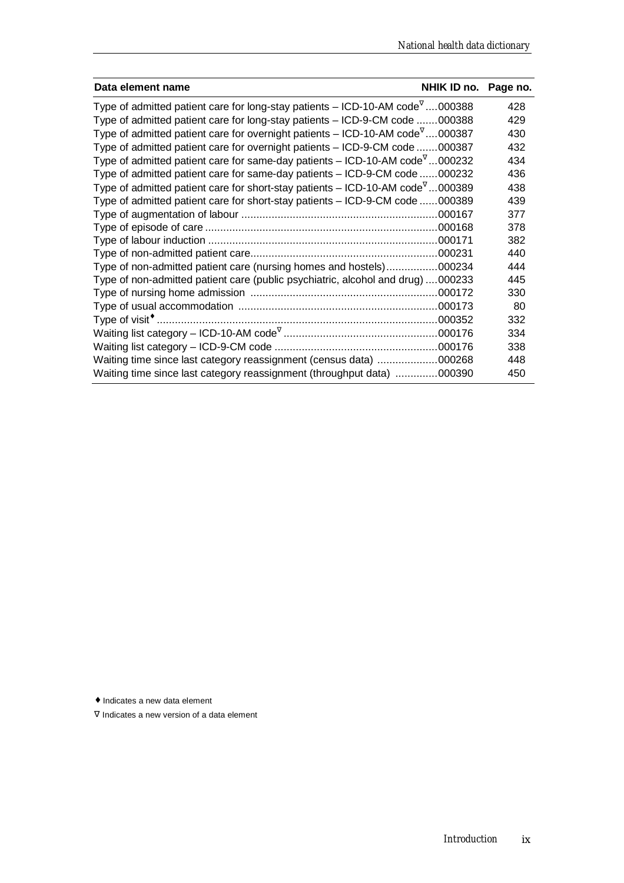| Data element name | NHIK ID no. | Page no. |
|---|---|---|
| Type of admitted patient care for long-stay patients – ICD-10-AM code∇ | 000388 | 428 |
| Type of admitted patient care for long-stay patients – ICD-9-CM code | 000388 | 429 |
| Type of admitted patient care for overnight patients – ICD-10-AM code∇ | 000387 | 430 |
| Type of admitted patient care for overnight patients – ICD-9-CM code | 000387 | 432 |
| Type of admitted patient care for same-day patients – ICD-10-AM code∇ | 000232 | 434 |
| Type of admitted patient care for same-day patients – ICD-9-CM code | 000232 | 436 |
| Type of admitted patient care for short-stay patients – ICD-10-AM code∇ | 000389 | 438 |
| Type of admitted patient care for short-stay patients – ICD-9-CM code | 000389 | 439 |
| Type of augmentation of labour | 000167 | 377 |
| Type of episode of care | 000168 | 378 |
| Type of labour induction | 000171 | 382 |
| Type of non-admitted patient care | 000231 | 440 |
| Type of non-admitted patient care (nursing homes and hostels) | 000234 | 444 |
| Type of non-admitted patient care (public psychiatric, alcohol and drug) | 000233 | 445 |
| Type of nursing home admission | 000172 | 330 |
| Type of usual accommodation | 000173 | 80 |
| Type of visit♦ | 000352 | 332 |
| Waiting list category – ICD-10-AM code∇ | 000176 | 334 |
| Waiting list category – ICD-9-CM code | 000176 | 338 |
| Waiting time since last category reassignment (census data) | 000268 | 448 |
| Waiting time since last category reassignment (throughput data) | 000390 | 450 |

♦ Indicates a new data element

∇ Indicates a new version of a data element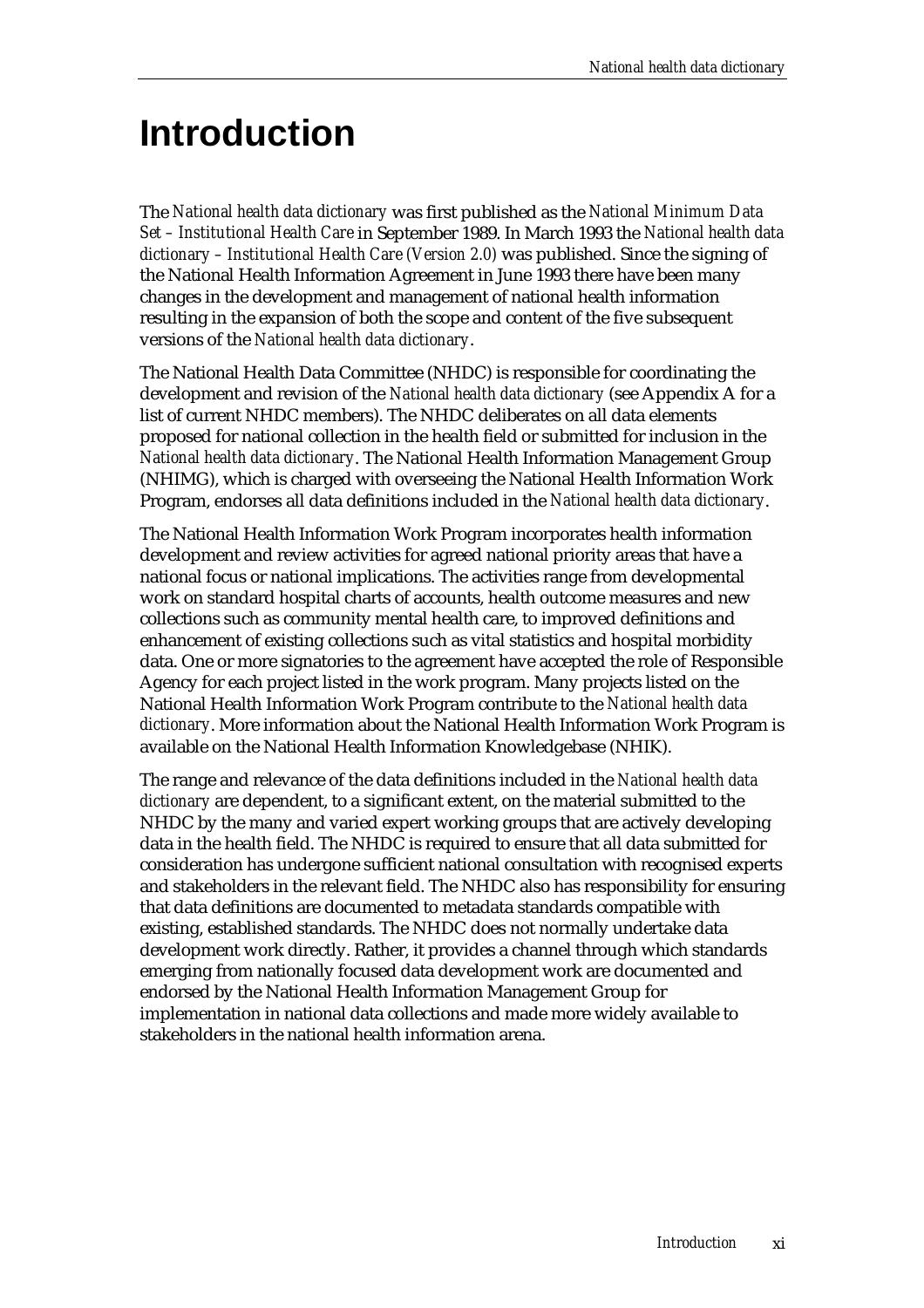# Introduction

The *National health data dictionary* was first published as the *National Minimum Data Set – Institutional Health Care* in September 1989. In March 1993 the *National health data dictionary – Institutional Health Care (Version 2.0)* was published. Since the signing of the National Health Information Agreement in June 1993 there have been many changes in the development and management of national health information resulting in the expansion of both the scope and content of the five subsequent versions of the *National health data dictionary*.

The National Health Data Committee (NHDC) is responsible for coordinating the development and revision of the *National health data dictionary* (see Appendix A for a list of current NHDC members). The NHDC deliberates on all data elements proposed for national collection in the health field or submitted for inclusion in the *National health data dictionary*. The National Health Information Management Group (NHIMG), which is charged with overseeing the National Health Information Work Program, endorses all data definitions included in the *National health data dictionary*.

The National Health Information Work Program incorporates health information development and review activities for agreed national priority areas that have a national focus or national implications. The activities range from developmental work on standard hospital charts of accounts, health outcome measures and new collections such as community mental health care, to improved definitions and enhancement of existing collections such as vital statistics and hospital morbidity data. One or more signatories to the agreement have accepted the role of Responsible Agency for each project listed in the work program. Many projects listed on the National Health Information Work Program contribute to the *National health data dictionary*. More information about the National Health Information Work Program is available on the National Health Information Knowledgebase (NHIK).

The range and relevance of the data definitions included in the *National health data dictionary* are dependent, to a significant extent, on the material submitted to the NHDC by the many and varied expert working groups that are actively developing data in the health field. The NHDC is required to ensure that all data submitted for consideration has undergone sufficient national consultation with recognised experts and stakeholders in the relevant field. The NHDC also has responsibility for ensuring that data definitions are documented to metadata standards compatible with existing, established standards. The NHDC does not normally undertake data development work directly. Rather, it provides a channel through which standards emerging from nationally focused data development work are documented and endorsed by the National Health Information Management Group for implementation in national data collections and made more widely available to stakeholders in the national health information arena.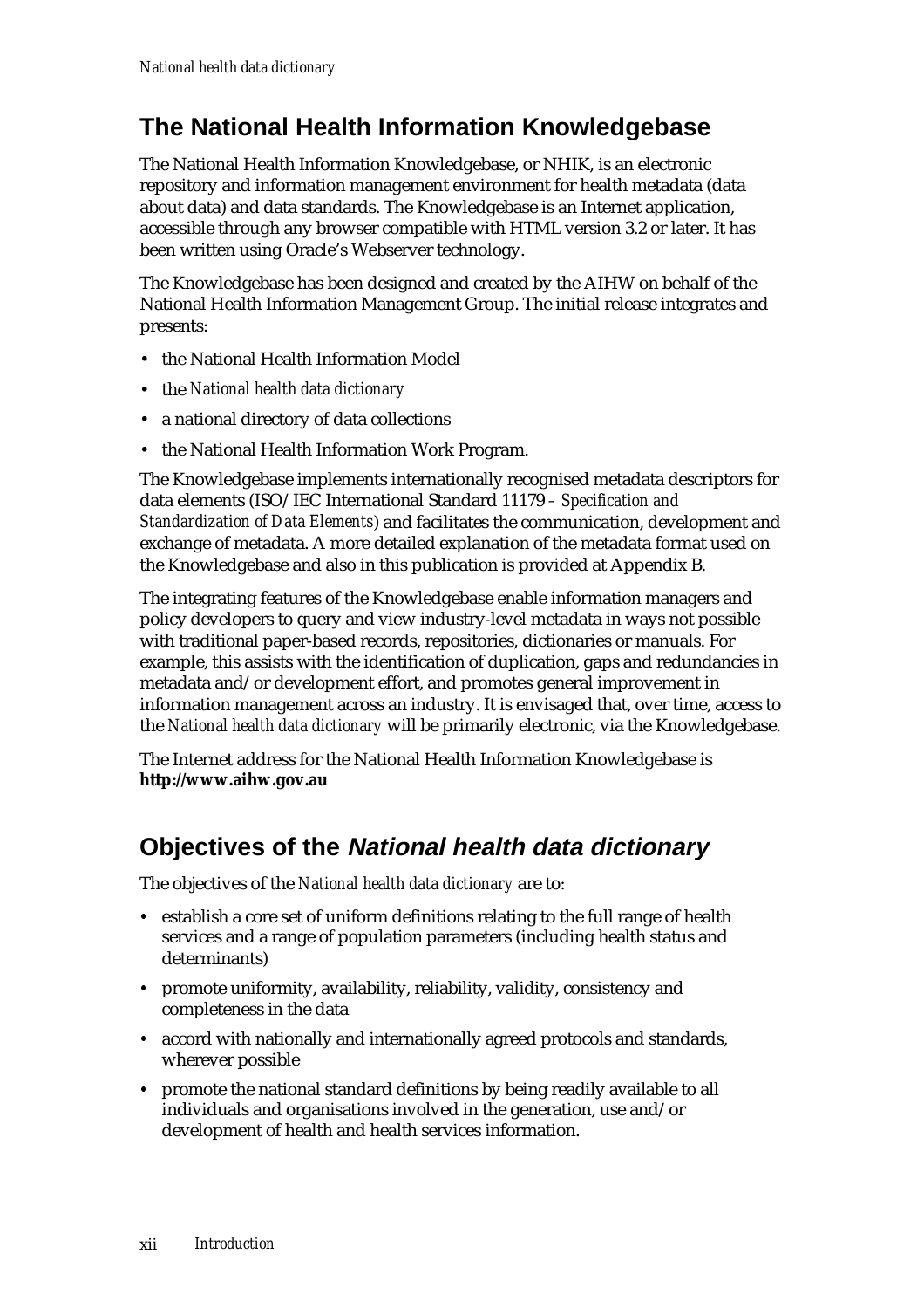## The National Health Information Knowledgebase

The National Health Information Knowledgebase, or NHIK, is an electronic repository and information management environment for health metadata (data about data) and data standards. The Knowledgebase is an Internet application, accessible through any browser compatible with HTML version 3.2 or later. It has been written using Oracle's Webserver technology.

The Knowledgebase has been designed and created by the AIHW on behalf of the National Health Information Management Group. The initial release integrates and presents:

- the National Health Information Model
- the *National health data dictionary*
- a national directory of data collections
- the National Health Information Work Program.

The Knowledgebase implements internationally recognised metadata descriptors for data elements (ISO/IEC International Standard 11179 – *Specification and Standardization of Data Elements*) and facilitates the communication, development and exchange of metadata. A more detailed explanation of the metadata format used on the Knowledgebase and also in this publication is provided at Appendix B.

The integrating features of the Knowledgebase enable information managers and policy developers to query and view industry-level metadata in ways not possible with traditional paper-based records, repositories, dictionaries or manuals. For example, this assists with the identification of duplication, gaps and redundancies in metadata and/or development effort, and promotes general improvement in information management across an industry. It is envisaged that, over time, access to the *National health data dictionary* will be primarily electronic, via the Knowledgebase.

The Internet address for the National Health Information Knowledgebase is **http://www.aihw.gov.au**

## Objectives of the *National health data dictionary*

The objectives of the *National health data dictionary* are to:

- establish a core set of uniform definitions relating to the full range of health services and a range of population parameters (including health status and determinants)
- promote uniformity, availability, reliability, validity, consistency and completeness in the data
- accord with nationally and internationally agreed protocols and standards, wherever possible
- promote the national standard definitions by being readily available to all individuals and organisations involved in the generation, use and/or development of health and health services information.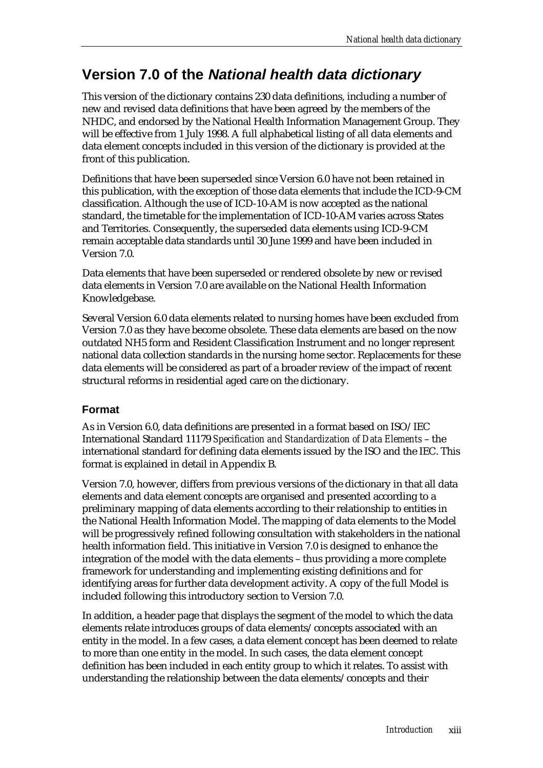## Version 7.0 of the *National health data dictionary*

This version of the dictionary contains 230 data definitions, including a number of new and revised data definitions that have been agreed by the members of the NHDC, and endorsed by the National Health Information Management Group. They will be effective from 1 July 1998. A full alphabetical listing of all data elements and data element concepts included in this version of the dictionary is provided at the front of this publication.

Definitions that have been superseded since Version 6.0 have not been retained in this publication, with the exception of those data elements that include the ICD-9-CM classification. Although the use of ICD-10-AM is now accepted as the national standard, the timetable for the implementation of ICD-10-AM varies across States and Territories. Consequently, the superseded data elements using ICD-9-CM remain acceptable data standards until 30 June 1999 and have been included in Version 7.0.

Data elements that have been superseded or rendered obsolete by new or revised data elements in Version 7.0 are available on the National Health Information Knowledgebase.

Several Version 6.0 data elements related to nursing homes have been excluded from Version 7.0 as they have become obsolete. These data elements are based on the now outdated NH5 form and Resident Classification Instrument and no longer represent national data collection standards in the nursing home sector. Replacements for these data elements will be considered as part of a broader review of the impact of recent structural reforms in residential aged care on the dictionary.

### Format

As in Version 6.0, data definitions are presented in a format based on ISO/IEC International Standard 11179 *Specification and Standardization of Data Elements* – the international standard for defining data elements issued by the ISO and the IEC. This format is explained in detail in Appendix B.

Version 7.0, however, differs from previous versions of the dictionary in that all data elements and data element concepts are organised and presented according to a preliminary mapping of data elements according to their relationship to entities in the National Health Information Model. The mapping of data elements to the Model will be progressively refined following consultation with stakeholders in the national health information field. This initiative in Version 7.0 is designed to enhance the integration of the model with the data elements – thus providing a more complete framework for understanding and implementing existing definitions and for identifying areas for further data development activity. A copy of the full Model is included following this introductory section to Version 7.0.

In addition, a header page that displays the segment of the model to which the data elements relate introduces groups of data elements/concepts associated with an entity in the model. In a few cases, a data element concept has been deemed to relate to more than one entity in the model. In such cases, the data element concept definition has been included in each entity group to which it relates. To assist with understanding the relationship between the data elements/concepts and their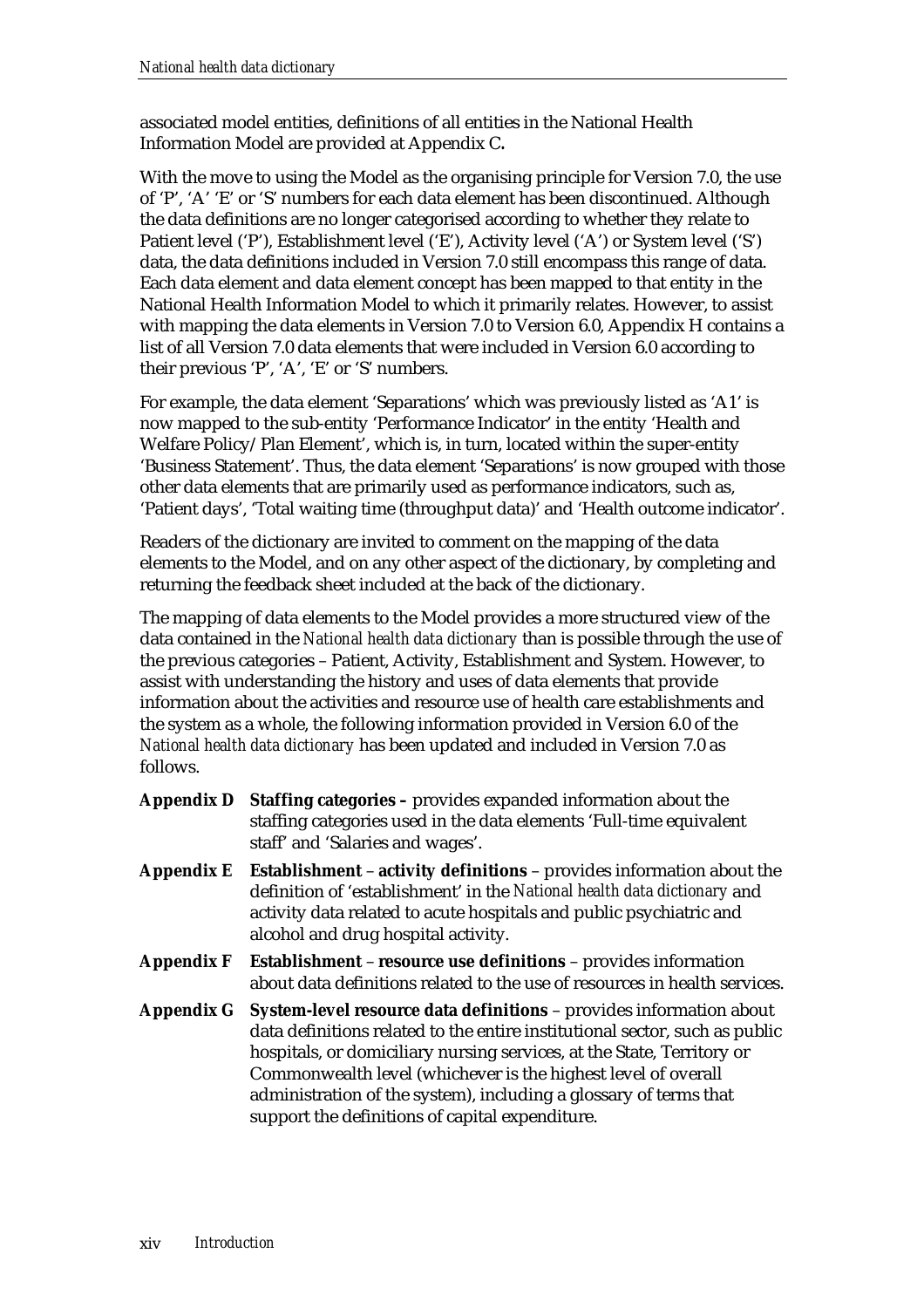associated model entities, definitions of all entities in the National Health Information Model are provided at Appendix C**.**

With the move to using the Model as the organising principle for Version 7.0, the use of 'P', 'A' 'E' or 'S' numbers for each data element has been discontinued. Although the data definitions are no longer categorised according to whether they relate to Patient level ('P'), Establishment level ('E'), Activity level ('A') or System level ('S') data, the data definitions included in Version 7.0 still encompass this range of data. Each data element and data element concept has been mapped to that entity in the National Health Information Model to which it primarily relates. However, to assist with mapping the data elements in Version 7.0 to Version 6.0, Appendix H contains a list of all Version 7.0 data elements that were included in Version 6.0 according to their previous 'P', 'A', 'E' or 'S' numbers.

For example, the data element 'Separations' which was previously listed as 'A1' is now mapped to the sub-entity 'Performance Indicator' in the entity 'Health and Welfare Policy/Plan Element', which is, in turn, located within the super-entity 'Business Statement'. Thus, the data element 'Separations' is now grouped with those other data elements that are primarily used as performance indicators, such as, 'Patient days', 'Total waiting time (throughput data)' and 'Health outcome indicator'.

Readers of the dictionary are invited to comment on the mapping of the data elements to the Model, and on any other aspect of the dictionary, by completing and returning the feedback sheet included at the back of the dictionary.

The mapping of data elements to the Model provides a more structured view of the data contained in the *National health data dictionary* than is possible through the use of the previous categories – Patient, Activity, Establishment and System. However, to assist with understanding the history and uses of data elements that provide information about the activities and resource use of health care establishments and the system as a whole, the following information provided in Version 6.0 of the *National health data dictionary* has been updated and included in Version 7.0 as follows.

**Appendix D** **Staffing categories –** provides expanded information about the staffing categories used in the data elements 'Full-time equivalent staff' and 'Salaries and wages'.

**Appendix E** **Establishment** – **activity definitions** – provides information about the definition of 'establishment' in the *National health data dictionary* and activity data related to acute hospitals and public psychiatric and alcohol and drug hospital activity.

**Appendix F** **Establishment** – **resource use definitions** – provides information about data definitions related to the use of resources in health services.

**Appendix G** **System-level resource data definitions** – provides information about data definitions related to the entire institutional sector, such as public hospitals, or domiciliary nursing services, at the State, Territory or Commonwealth level (whichever is the highest level of overall administration of the system), including a glossary of terms that support the definitions of capital expenditure.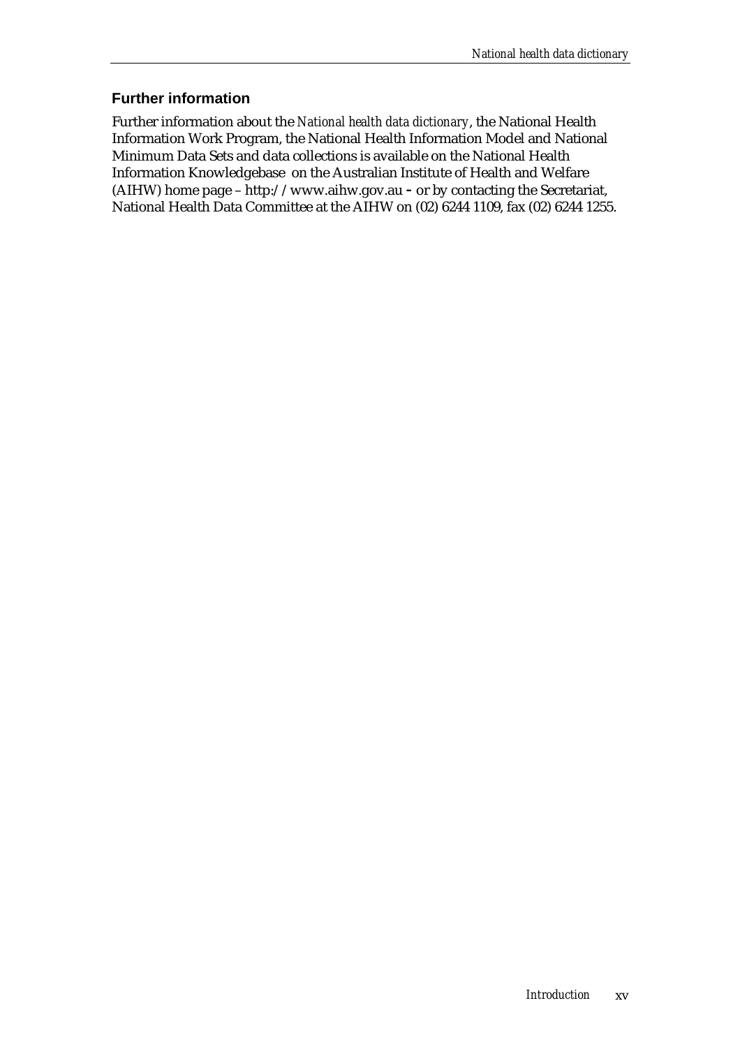### Further information

Further information about the *National health data dictionary*, the National Health Information Work Program, the National Health Information Model and National Minimum Data Sets and data collections is available on the National Health Information Knowledgebase  on the Australian Institute of Health and Welfare (AIHW) home page – http://www.aihw.gov.au - or by contacting the Secretariat, National Health Data Committee at the AIHW on (02) 6244 1109, fax (02) 6244 1255.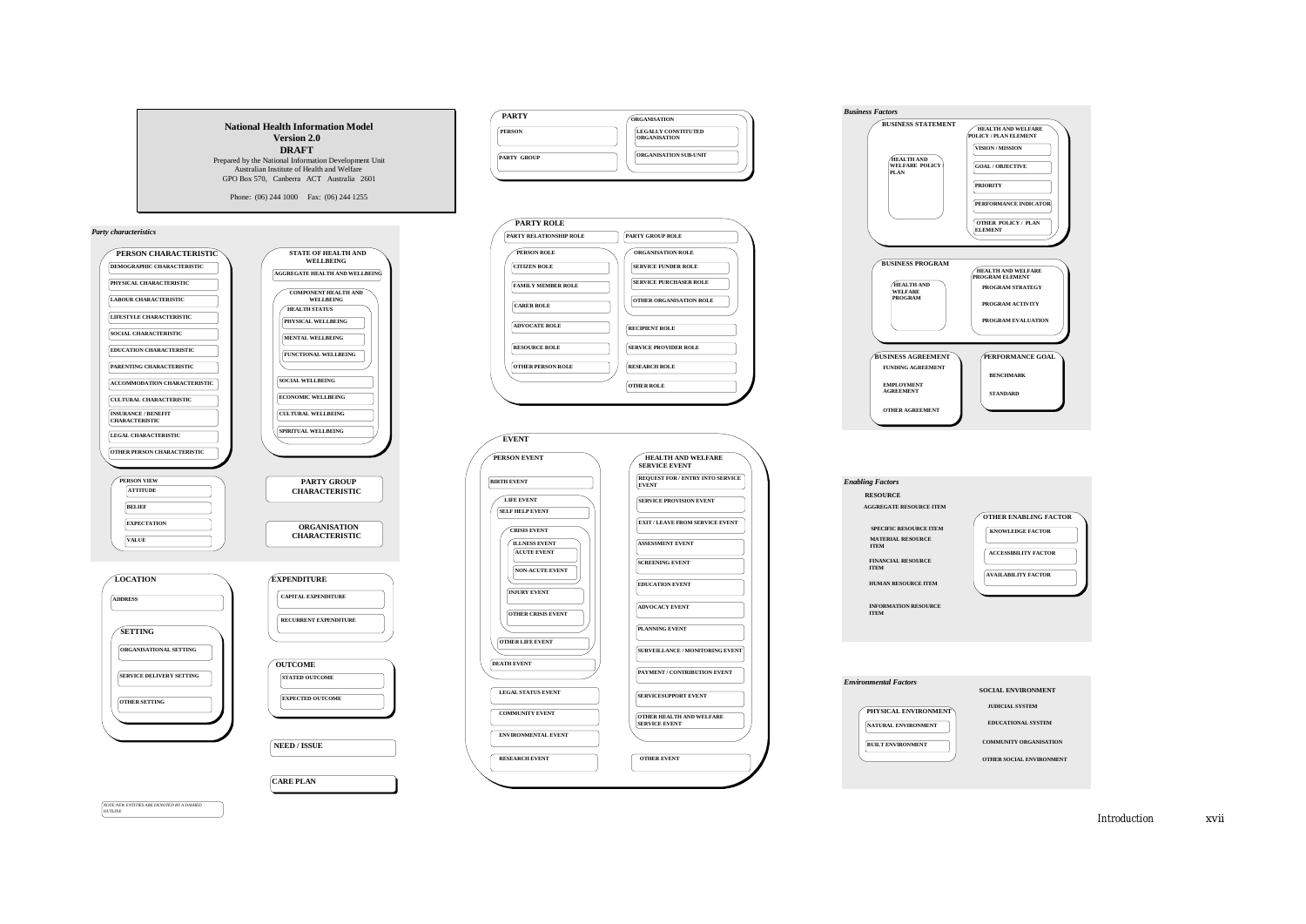## National Health Information Model
## Version 2.0
## DRAFT

Prepared by the National Information Development Unit
Australian Institute of Health and Welfare
GPO Box 570, Canberra ACT Australia 2601

Phone: (06) 244 1000 Fax: (06) 244 1255

### *Party characteristics*

**PERSON CHARACTERISTIC**

- DEMOGRAPHIC CHARACTERISTIC
- PHYSICAL CHARACTERISTIC
- LABOUR CHARACTERISTIC
- LIFESTYLE CHARACTERISTIC
- SOCIAL CHARACTERISTIC
- EDUCATION CHARACTERISTIC
- PARENTING CHARACTERISTIC
- ACCOMMODATION CHARACTERISTIC
- CULTURAL CHARACTERISTIC
- INSURANCE / BENEFIT CHARACTERISTIC
- LEGAL CHARACTERISTIC
- OTHER PERSON CHARACTERISTIC

**STATE OF HEALTH AND WELLBEING**

- AGGREGATE HEALTH AND WELLBEING
- COMPONENT HEALTH AND WELLBEING
  - HEALTH STATUS
    - PHYSICAL WELLBEING
    - MENTAL WELLBEING
    - FUNCTIONAL WELLBEING
  - SOCIAL WELLBEING
  - ECONOMIC WELLBEING
  - CULTURAL WELLBEING
  - SPIRITUAL WELLBEING

**PERSON VIEW**

- ATTITUDE
- BELIEF
- EXPECTATION
- VALUE

**PARTY GROUP CHARACTERISTIC**

**ORGANISATION CHARACTERISTIC**

**LOCATION**

- ADDRESS
- SETTING
  - ORGANISATIONAL SETTING
  - SERVICE DELIVERY SETTING
  - OTHER SETTING

**EXPENDITURE**

- CAPITAL EXPENDITURE
- RECURRENT EXPENDITURE

**OUTCOME**

- STATED OUTCOME
- EXPECTED OUTCOME

**NEED / ISSUE**

**CARE PLAN**

*NOTE:NEW ENTITIES ARE DENOTED BY A DASHED OUTLINE*

**PARTY**

- PERSON
- PARTY GROUP
- ORGANISATION
  - LEGALLY CONSTITUTED ORGANISATION
  - ORGANISATION SUB-UNIT

**PARTY ROLE**

- PARTY RELATIONSHIP ROLE
- PARTY GROUP ROLE
- PERSON ROLE
  - CITIZEN ROLE
  - FAMILY MEMBER ROLE
  - CARER ROLE
  - ADVOCATE ROLE
  - RESOURCE ROLE
  - OTHER PERSON ROLE
- ORGANISATION ROLE
  - SERVICE FUNDER ROLE
  - SERVICE PURCHASER ROLE
  - OTHER ORGANISATION ROLE
- RECIPIENT ROLE
- SERVICE PROVIDER ROLE
- RESEARCH ROLE
- OTHER ROLE

**EVENT**

- PERSON EVENT
  - BIRTH EVENT
  - LIFE EVENT
    - SELF HELP EVENT
    - CRISIS EVENT
      - ILLNESS EVENT
        - ACUTE EVENT
        - NON-ACUTE EVENT
      - INJURY EVENT
      - OTHER CRISIS EVENT
    - OTHER LIFE EVENT
  - DEATH EVENT
- LEGAL STATUS EVENT
- COMMUNITY EVENT
- ENVIRONMENTAL EVENT
- RESEARCH EVENT
- HEALTH AND WELFARE SERVICE EVENT
  - REQUEST FOR / ENTRY INTO SERVICE EVENT
  - SERVICE PROVISION EVENT
  - EXIT / LEAVE FROM SERVICE EVENT
  - ASSESSMENT EVENT
  - SCREENING EVENT
  - EDUCATION EVENT
  - ADVOCACY EVENT
  - PLANNING EVENT
  - SURVEILLANCE / MONITORING EVENT
  - PAYMENT / CONTRIBUTION EVENT
  - SERVICESUPPORT EVENT
  - OTHER HEALTH AND WELFARE SERVICE EVENT
- OTHER EVENT

### *Business Factors*

**BUSINESS STATEMENT**

- HEALTH AND WELFARE POLICY / PLAN
- HEALTH AND WELFARE POLICY / PLAN ELEMENT
  - VISION / MISSION
  - GOAL / OBJECTIVE
  - PRIORITY
  - PERFORMANCE INDICATOR
  - OTHER POLICY / PLAN ELEMENT

**BUSINESS PROGRAM**

- HEALTH AND WELFARE PROGRAM
- HEALTH AND WELFARE PROGRAM ELEMENT
  - PROGRAM STRATEGY
  - PROGRAM ACTIVITY
  - PROGRAM EVALUATION

**BUSINESS AGREEMENT**

- FUNDING AGREEMENT
- EMPLOYMENT AGREEMENT
- OTHER AGREEMENT

**PERFORMANCE GOAL**

- BENCHMARK
- STANDARD

### *Enabling Factors*

**RESOURCE**

- AGGREGATE RESOURCE ITEM
- SPECIFIC RESOURCE ITEM
  - MATERIAL RESOURCE ITEM
  - FINANCIAL RESOURCE ITEM
  - HUMAN RESOURCE ITEM
  - INFORMATION RESOURCE ITEM

**OTHER ENABLING FACTOR**

- KNOWLEDGE FACTOR
- ACCESSIBILITY FACTOR
- AVAILABILITY FACTOR

### *Environmental Factors*

**PHYSICAL ENVIRONMENT**

- NATURAL ENVIRONMENT
- BUILT ENVIRONMENT

**SOCIAL ENVIRONMENT**

- JUDICIAL SYSTEM
- EDUCATIONAL SYSTEM
- COMMUNITY ORGANISATION
- OTHER SOCIAL ENVIRONMENT